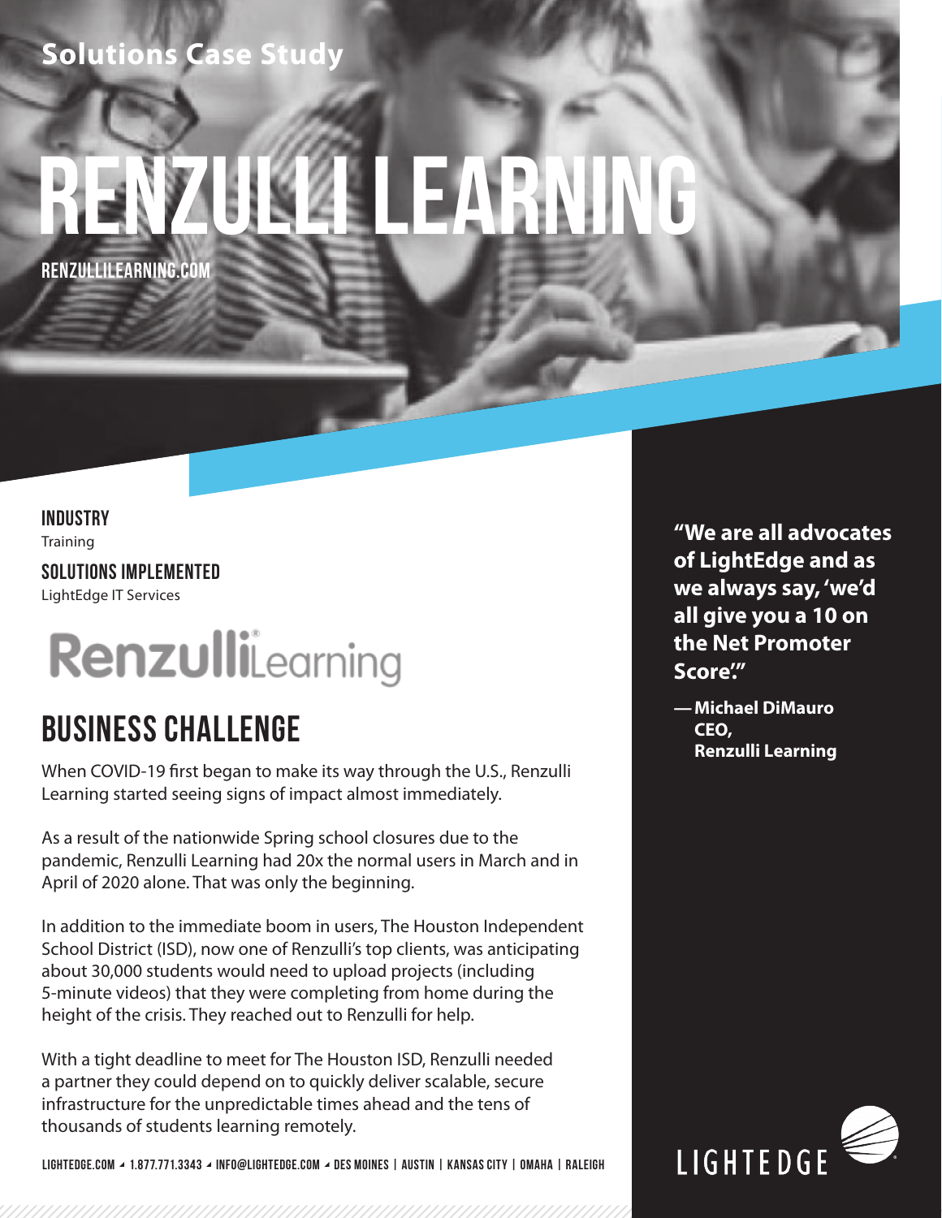Solutions Case Study

# RENZULLI LEARNING

RENZULLILEARNING.COM

**INDUSTRY**
Training

**SOLUTIONS IMPLEMENTED**
LightEdge IT Services

RenzulliLearning

## BUSINESS CHALLENGE

When COVID-19 first began to make its way through the U.S., Renzulli Learning started seeing signs of impact almost immediately.

As a result of the nationwide Spring school closures due to the pandemic, Renzulli Learning had 20x the normal users in March and in April of 2020 alone. That was only the beginning.

In addition to the immediate boom in users, The Houston Independent School District (ISD), now one of Renzulli's top clients, was anticipating about 30,000 students would need to upload projects (including 5-minute videos) that they were completing from home during the height of the crisis. They reached out to Renzulli for help.

With a tight deadline to meet for The Houston ISD, Renzulli needed a partner they could depend on to quickly deliver scalable, secure infrastructure for the unpredictable times ahead and the tens of thousands of students learning remotely.

**"We are all advocates of LightEdge and as we always say, 'we'd all give you a 10 on the Net Promoter Score'."**

**— Michael DiMauro**
**CEO,**
**Renzulli Learning**

LIGHTEDGE.COM ◢ 1.877.771.3343 ◢ INFO@LIGHTEDGE.COM ◢ DES MOINES | AUSTIN | KANSAS CITY | OMAHA | RALEIGH

LIGHTEDGE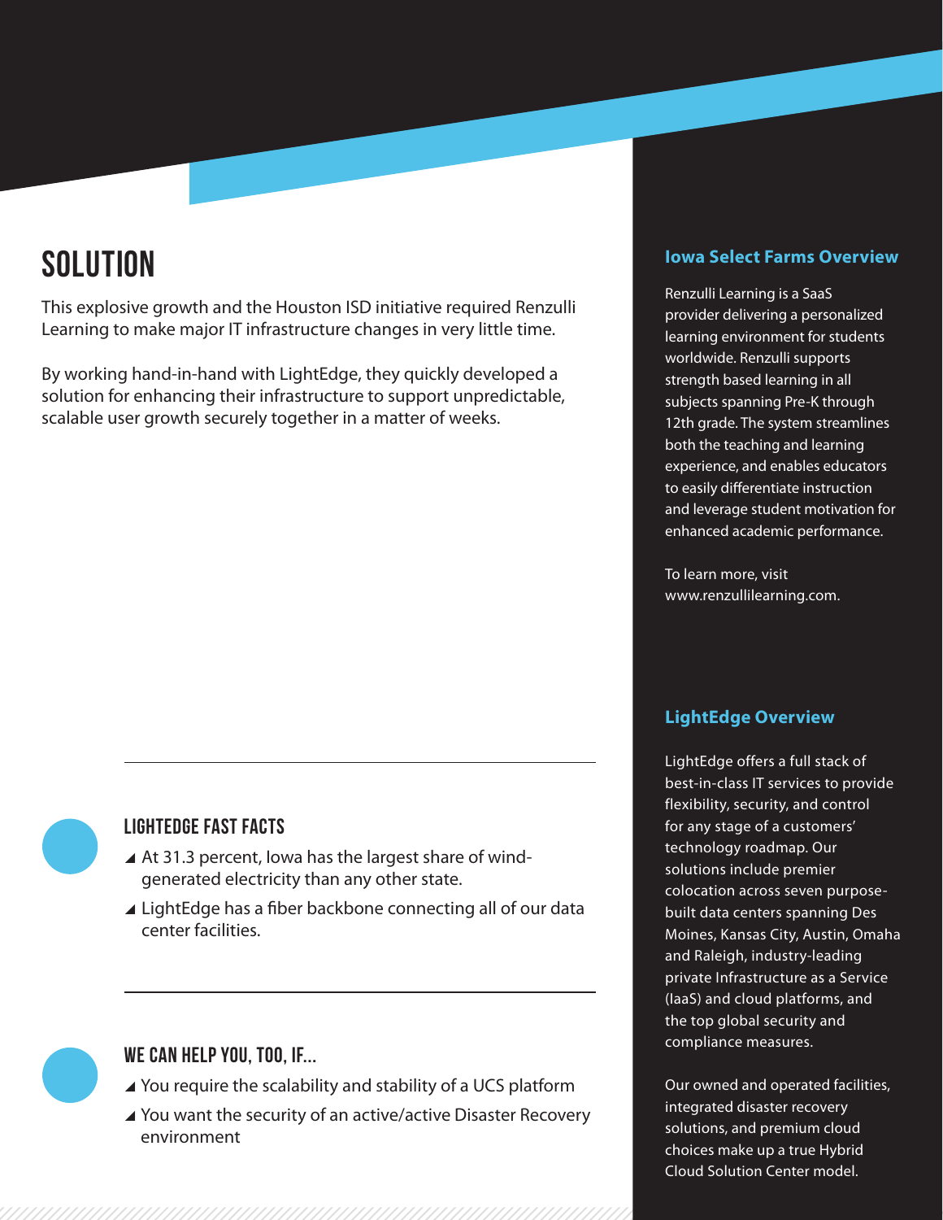# SOLUTION

This explosive growth and the Houston ISD initiative required Renzulli Learning to make major IT infrastructure changes in very little time.

By working hand-in-hand with LightEdge, they quickly developed a solution for enhancing their infrastructure to support unpredictable, scalable user growth securely together in a matter of weeks.

### LIGHTEDGE FAST FACTS

- At 31.3 percent, Iowa has the largest share of wind-generated electricity than any other state.
- LightEdge has a fiber backbone connecting all of our data center facilities.

### WE CAN HELP YOU, TOO, IF...

- You require the scalability and stability of a UCS platform
- You want the security of an active/active Disaster Recovery environment

### Iowa Select Farms Overview

Renzulli Learning is a SaaS provider delivering a personalized learning environment for students worldwide. Renzulli supports strength based learning in all subjects spanning Pre-K through 12th grade. The system streamlines both the teaching and learning experience, and enables educators to easily differentiate instruction and leverage student motivation for enhanced academic performance.

To learn more, visit www.renzullilearning.com.

### LightEdge Overview

LightEdge offers a full stack of best-in-class IT services to provide flexibility, security, and control for any stage of a customers' technology roadmap. Our solutions include premier colocation across seven purpose-built data centers spanning Des Moines, Kansas City, Austin, Omaha and Raleigh, industry-leading private Infrastructure as a Service (IaaS) and cloud platforms, and the top global security and compliance measures.

Our owned and operated facilities, integrated disaster recovery solutions, and premium cloud choices make up a true Hybrid Cloud Solution Center model.